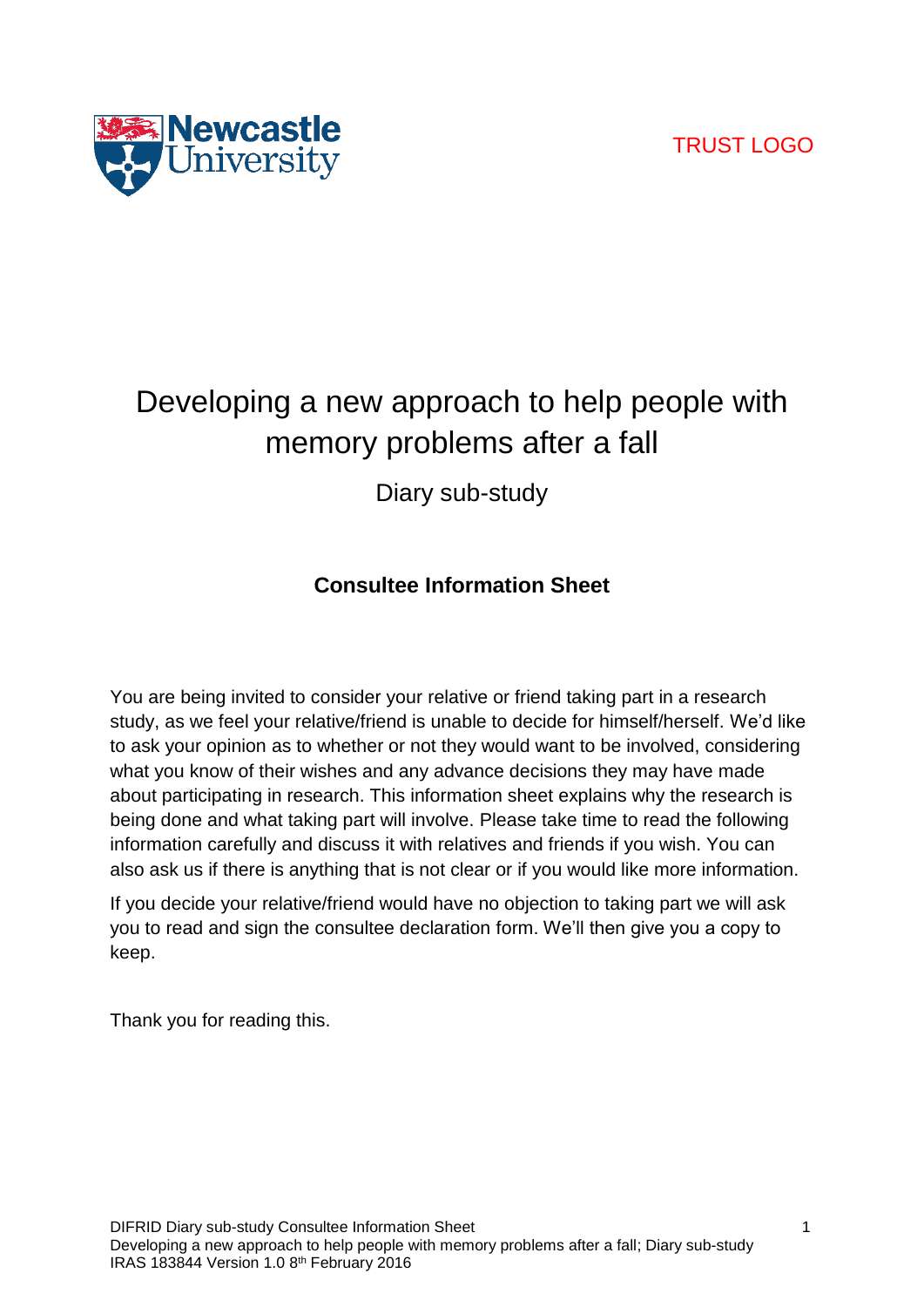TRUST LOGO

# Developing a new approach to help people with memory problems after a fall

## Diary sub-study

### **Consultee Information Sheet**

You are being invited to consider your relative or friend taking part in a research study, as we feel your relative/friend is unable to decide for himself/herself. We'd like to ask your opinion as to whether or not they would want to be involved, considering what you know of their wishes and any advance decisions they may have made about participating in research. This information sheet explains why the research is being done and what taking part will involve. Please take time to read the following information carefully and discuss it with relatives and friends if you wish. You can also ask us if there is anything that is not clear or if you would like more information.

If you decide your relative/friend would have no objection to taking part we will ask you to read and sign the consultee declaration form. We'll then give you a copy to keep.

Thank you for reading this.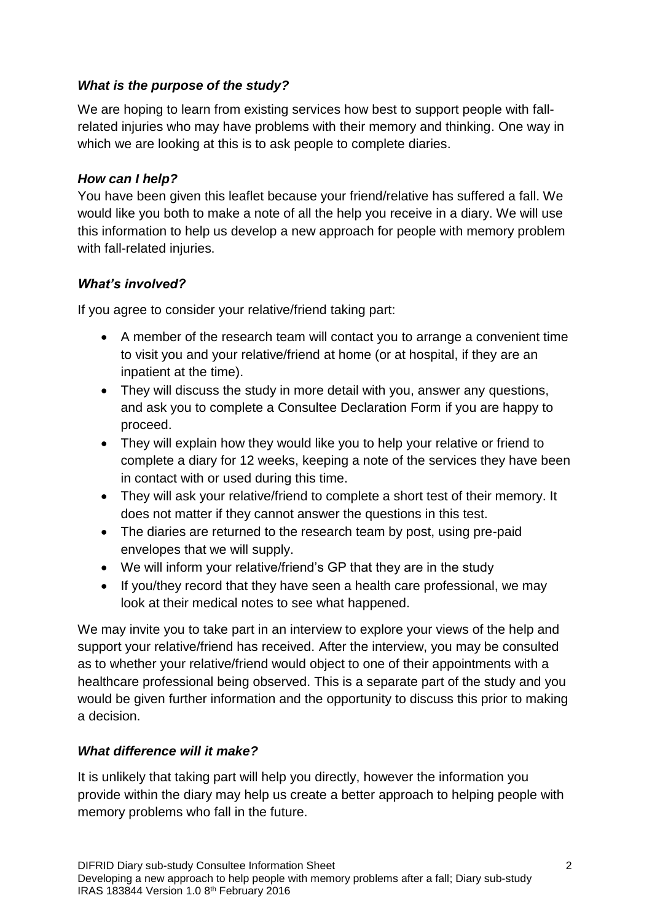### *What is the purpose of the study?*

We are hoping to learn from existing services how best to support people with fall-related injuries who may have problems with their memory and thinking. One way in which we are looking at this is to ask people to complete diaries.

### *How can I help?*

You have been given this leaflet because your friend/relative has suffered a fall. We would like you both to make a note of all the help you receive in a diary. We will use this information to help us develop a new approach for people with memory problem with fall-related injuries.

### *What's involved?*

If you agree to consider your relative/friend taking part:

- A member of the research team will contact you to arrange a convenient time to visit you and your relative/friend at home (or at hospital, if they are an inpatient at the time).
- They will discuss the study in more detail with you, answer any questions, and ask you to complete a Consultee Declaration Form if you are happy to proceed.
- They will explain how they would like you to help your relative or friend to complete a diary for 12 weeks, keeping a note of the services they have been in contact with or used during this time.
- They will ask your relative/friend to complete a short test of their memory. It does not matter if they cannot answer the questions in this test.
- The diaries are returned to the research team by post, using pre-paid envelopes that we will supply.
- We will inform your relative/friend's GP that they are in the study
- If you/they record that they have seen a health care professional, we may look at their medical notes to see what happened.

We may invite you to take part in an interview to explore your views of the help and support your relative/friend has received. After the interview, you may be consulted as to whether your relative/friend would object to one of their appointments with a healthcare professional being observed. This is a separate part of the study and you would be given further information and the opportunity to discuss this prior to making a decision.

### *What difference will it make?*

It is unlikely that taking part will help you directly, however the information you provide within the diary may help us create a better approach to helping people with memory problems who fall in the future.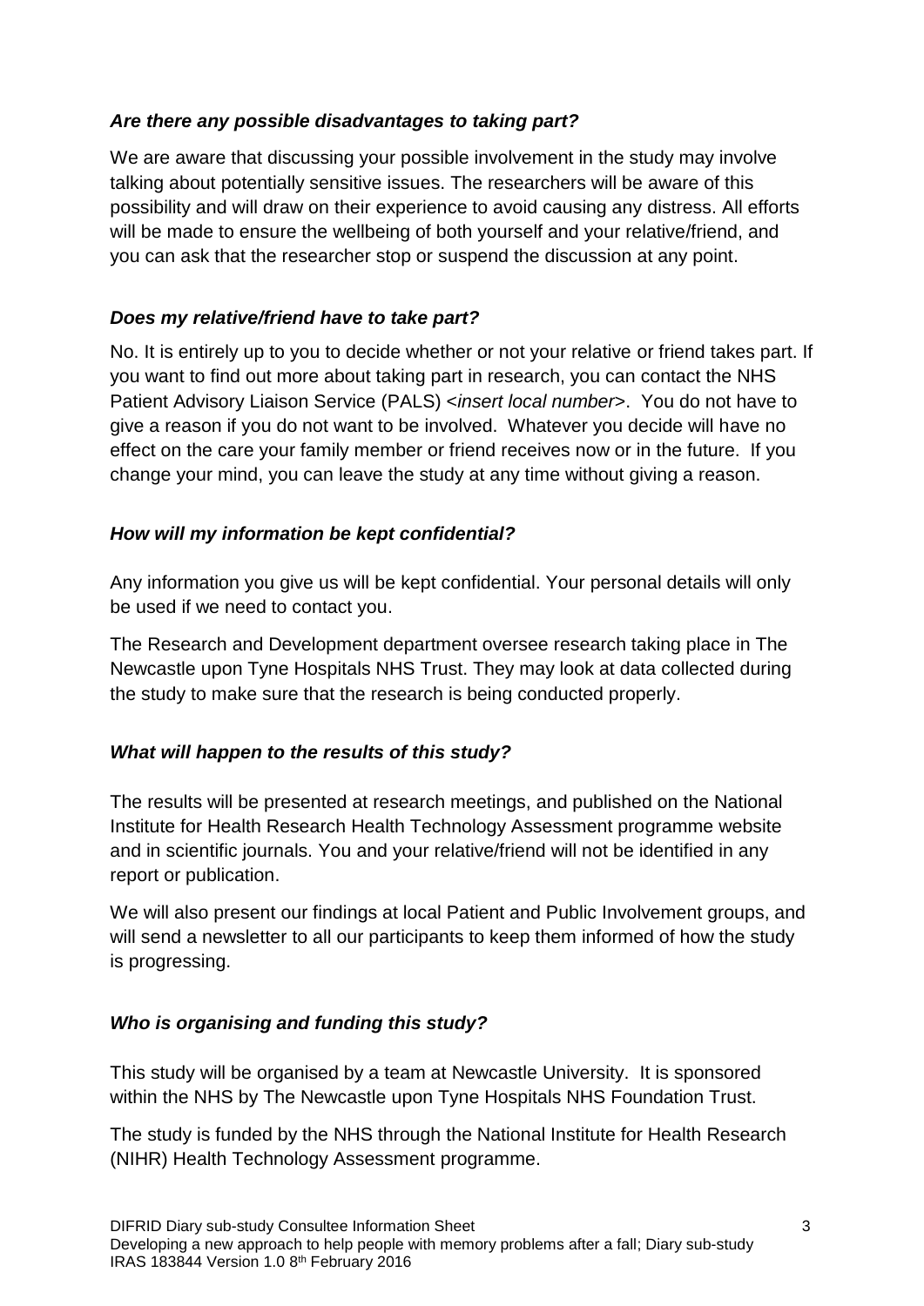### *Are there any possible disadvantages to taking part?*

We are aware that discussing your possible involvement in the study may involve talking about potentially sensitive issues. The researchers will be aware of this possibility and will draw on their experience to avoid causing any distress. All efforts will be made to ensure the wellbeing of both yourself and your relative/friend, and you can ask that the researcher stop or suspend the discussion at any point.

### *Does my relative/friend have to take part?*

No. It is entirely up to you to decide whether or not your relative or friend takes part. If you want to find out more about taking part in research, you can contact the NHS Patient Advisory Liaison Service (PALS) <*insert local number*>. You do not have to give a reason if you do not want to be involved. Whatever you decide will have no effect on the care your family member or friend receives now or in the future. If you change your mind, you can leave the study at any time without giving a reason.

### *How will my information be kept confidential?*

Any information you give us will be kept confidential. Your personal details will only be used if we need to contact you.

The Research and Development department oversee research taking place in The Newcastle upon Tyne Hospitals NHS Trust. They may look at data collected during the study to make sure that the research is being conducted properly.

### *What will happen to the results of this study?*

The results will be presented at research meetings, and published on the National Institute for Health Research Health Technology Assessment programme website and in scientific journals. You and your relative/friend will not be identified in any report or publication.

We will also present our findings at local Patient and Public Involvement groups, and will send a newsletter to all our participants to keep them informed of how the study is progressing.

### *Who is organising and funding this study?*

This study will be organised by a team at Newcastle University. It is sponsored within the NHS by The Newcastle upon Tyne Hospitals NHS Foundation Trust.

The study is funded by the NHS through the National Institute for Health Research (NIHR) Health Technology Assessment programme.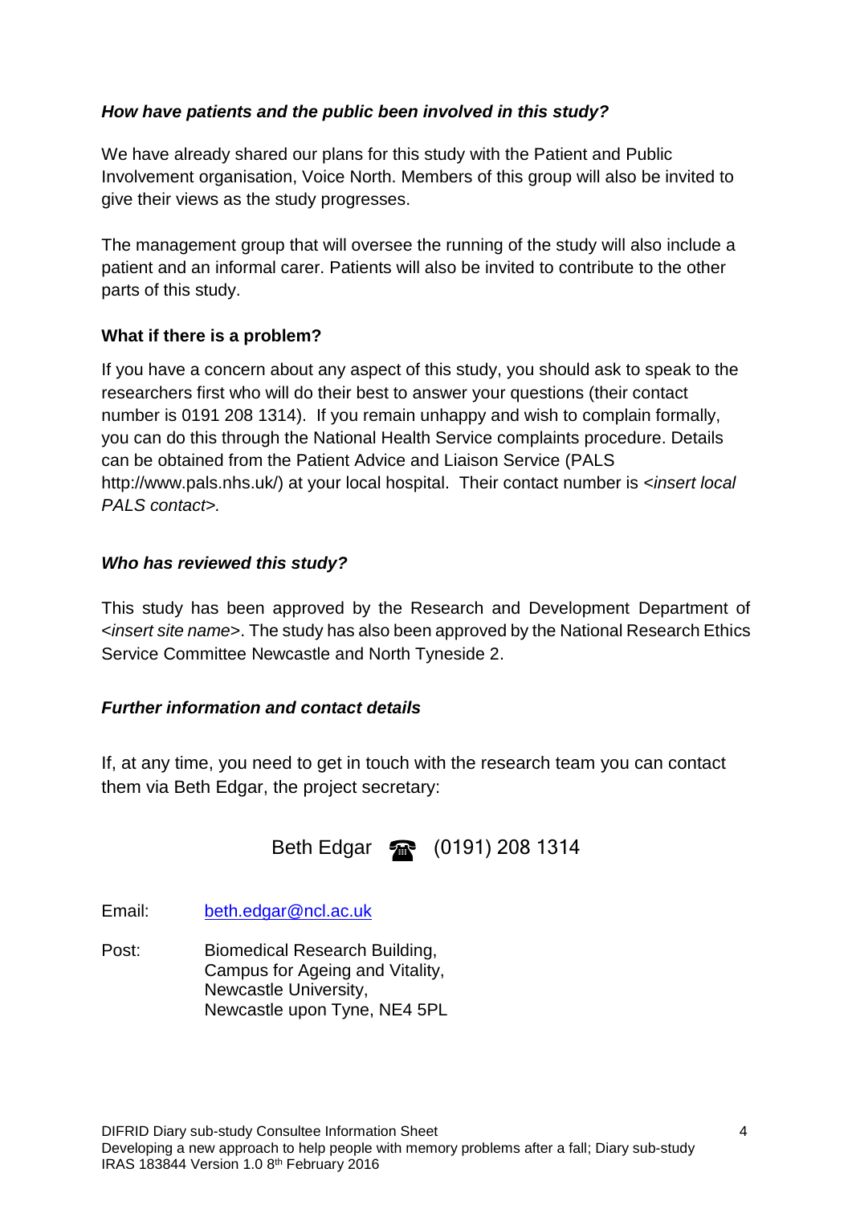### *How have patients and the public been involved in this study?*

We have already shared our plans for this study with the Patient and Public Involvement organisation, Voice North. Members of this group will also be invited to give their views as the study progresses.

The management group that will oversee the running of the study will also include a patient and an informal carer. Patients will also be invited to contribute to the other parts of this study.

### What if there is a problem?

If you have a concern about any aspect of this study, you should ask to speak to the researchers first who will do their best to answer your questions (their contact number is 0191 208 1314). If you remain unhappy and wish to complain formally, you can do this through the National Health Service complaints procedure. Details can be obtained from the Patient Advice and Liaison Service (PALS http://www.pals.nhs.uk/) at your local hospital. Their contact number is *<insert local PALS contact>.*

### *Who has reviewed this study?*

This study has been approved by the Research and Development Department of <*insert site name*>. The study has also been approved by the National Research Ethics Service Committee Newcastle and North Tyneside 2.

### *Further information and contact details*

If, at any time, you need to get in touch with the research team you can contact them via Beth Edgar, the project secretary:

Beth Edgar ☎ (0191) 208 1314

Email: beth.edgar@ncl.ac.uk

Post: Biomedical Research Building,
Campus for Ageing and Vitality,
Newcastle University,
Newcastle upon Tyne, NE4 5PL

DIFRID Diary sub-study Consultee Information Sheet
Developing a new approach to help people with memory problems after a fall; Diary sub-study
IRAS 183844 Version 1.0 8th February 2016